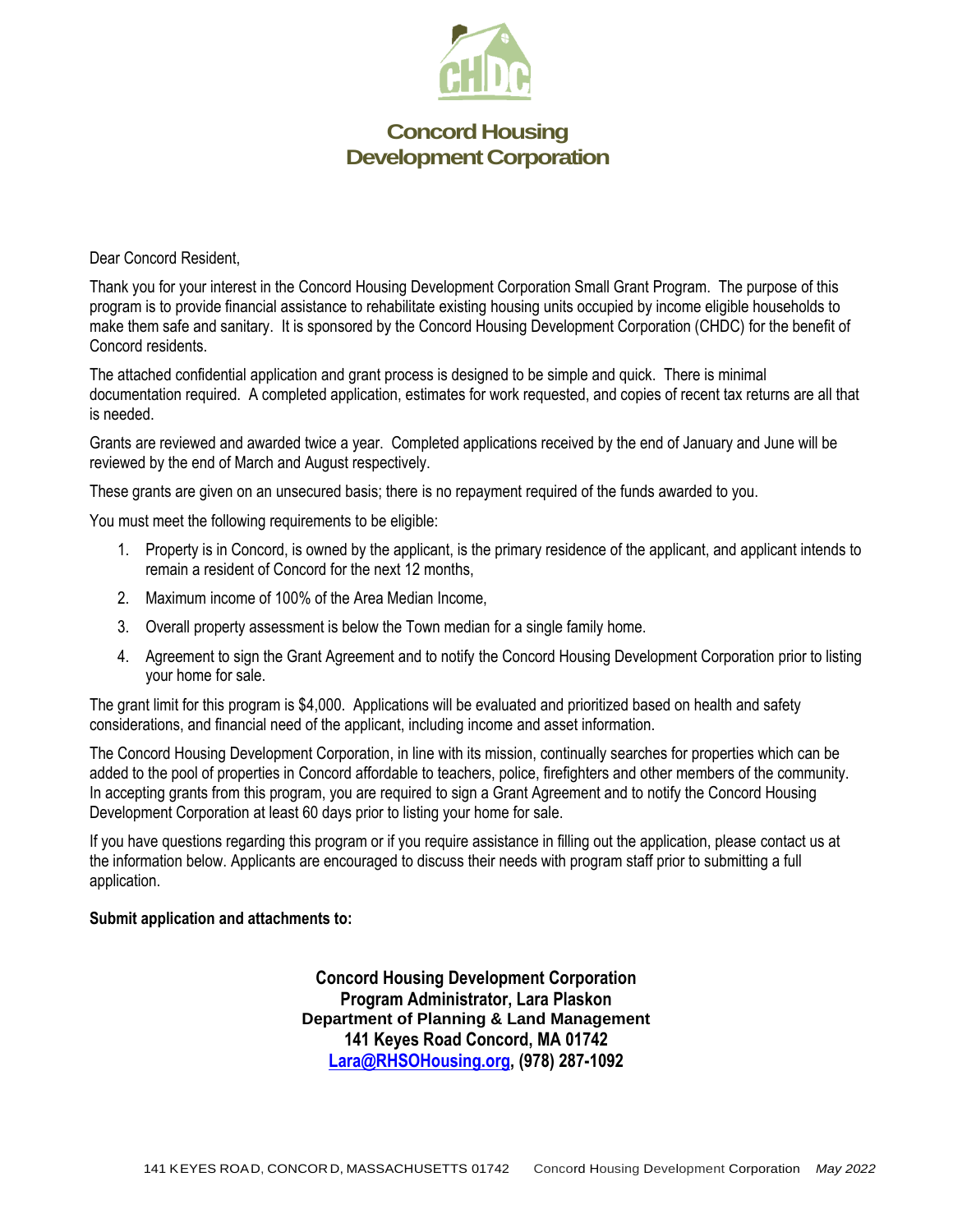# Concord Housing Development Corporation

Dear Concord Resident,

Thank you for your interest in the Concord Housing Development Corporation Small Grant Program. The purpose of this program is to provide financial assistance to rehabilitate existing housing units occupied by income eligible households to make them safe and sanitary. It is sponsored by the Concord Housing Development Corporation (CHDC) for the benefit of Concord residents.

The attached confidential application and grant process is designed to be simple and quick. There is minimal documentation required. A completed application, estimates for work requested, and copies of recent tax returns are all that is needed.

Grants are reviewed and awarded twice a year. Completed applications received by the end of January and June will be reviewed by the end of March and August respectively.

These grants are given on an unsecured basis; there is no repayment required of the funds awarded to you.

You must meet the following requirements to be eligible:

1. Property is in Concord, is owned by the applicant, is the primary residence of the applicant, and applicant intends to remain a resident of Concord for the next 12 months,
2. Maximum income of 100% of the Area Median Income,
3. Overall property assessment is below the Town median for a single family home.
4. Agreement to sign the Grant Agreement and to notify the Concord Housing Development Corporation prior to listing your home for sale.

The grant limit for this program is $4,000. Applications will be evaluated and prioritized based on health and safety considerations, and financial need of the applicant, including income and asset information.

The Concord Housing Development Corporation, in line with its mission, continually searches for properties which can be added to the pool of properties in Concord affordable to teachers, police, firefighters and other members of the community. In accepting grants from this program, you are required to sign a Grant Agreement and to notify the Concord Housing Development Corporation at least 60 days prior to listing your home for sale.

If you have questions regarding this program or if you require assistance in filling out the application, please contact us at the information below. Applicants are encouraged to discuss their needs with program staff prior to submitting a full application.

**Submit application and attachments to:**

**Concord Housing Development Corporation**
**Program Administrator, Lara Plaskon**
**Department of Planning & Land Management**
**141 Keyes Road Concord, MA 01742**
**Lara@RHSOHousing.org, (978) 287-1092**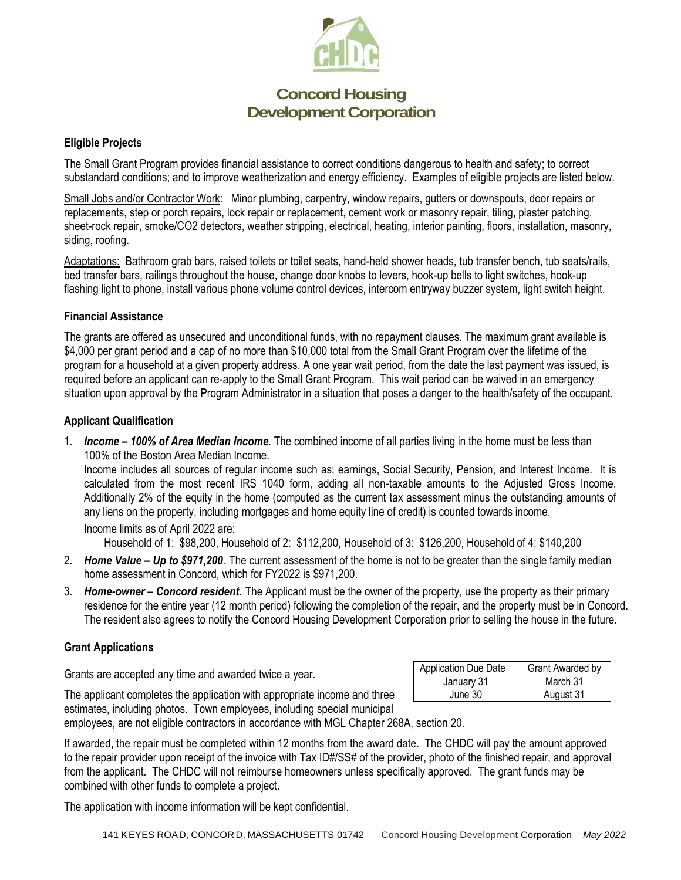# Concord Housing Development Corporation

### Eligible Projects

The Small Grant Program provides financial assistance to correct conditions dangerous to health and safety; to correct substandard conditions; and to improve weatherization and energy efficiency. Examples of eligible projects are listed below.

Small Jobs and/or Contractor Work: Minor plumbing, carpentry, window repairs, gutters or downspouts, door repairs or replacements, step or porch repairs, lock repair or replacement, cement work or masonry repair, tiling, plaster patching, sheet-rock repair, smoke/CO2 detectors, weather stripping, electrical, heating, interior painting, floors, installation, masonry, siding, roofing.

Adaptations: Bathroom grab bars, raised toilets or toilet seats, hand-held shower heads, tub transfer bench, tub seats/rails, bed transfer bars, railings throughout the house, change door knobs to levers, hook-up bells to light switches, hook-up flashing light to phone, install various phone volume control devices, intercom entryway buzzer system, light switch height.

### Financial Assistance

The grants are offered as unsecured and unconditional funds, with no repayment clauses. The maximum grant available is $4,000 per grant period and a cap of no more than $10,000 total from the Small Grant Program over the lifetime of the program for a household at a given property address. A one year wait period, from the date the last payment was issued, is required before an applicant can re-apply to the Small Grant Program. This wait period can be waived in an emergency situation upon approval by the Program Administrator in a situation that poses a danger to the health/safety of the occupant.

### Applicant Qualification

1. ***Income – 100% of Area Median Income.*** The combined income of all parties living in the home must be less than 100% of the Boston Area Median Income.
   Income includes all sources of regular income such as; earnings, Social Security, Pension, and Interest Income. It is calculated from the most recent IRS 1040 form, adding all non-taxable amounts to the Adjusted Gross Income. Additionally 2% of the equity in the home (computed as the current tax assessment minus the outstanding amounts of any liens on the property, including mortgages and home equity line of credit) is counted towards income.
   Income limits as of April 2022 are:
   Household of 1: $98,200, Household of 2: $112,200, Household of 3: $126,200, Household of 4: $140,200
2. ***Home Value – Up to $971,200***. The current assessment of the home is not to be greater than the single family median home assessment in Concord, which for FY2022 is $971,200.
3. ***Home-owner – Concord resident.*** The Applicant must be the owner of the property, use the property as their primary residence for the entire year (12 month period) following the completion of the repair, and the property must be in Concord. The resident also agrees to notify the Concord Housing Development Corporation prior to selling the house in the future.

### Grant Applications

Grants are accepted any time and awarded twice a year.

| Application Due Date | Grant Awarded by |
|---|---|
| January 31 | March 31 |
| June 30 | August 31 |

The applicant completes the application with appropriate income and three estimates, including photos. Town employees, including special municipal employees, are not eligible contractors in accordance with MGL Chapter 268A, section 20.

If awarded, the repair must be completed within 12 months from the award date. The CHDC will pay the amount approved to the repair provider upon receipt of the invoice with Tax ID#/SS# of the provider, photo of the finished repair, and approval from the applicant. The CHDC will not reimburse homeowners unless specifically approved. The grant funds may be combined with other funds to complete a project.

The application with income information will be kept confidential.

141 KEYES ROAD, CONCORD, MASSACHUSETTS 01742 Concord Housing Development Corporation *May 2022*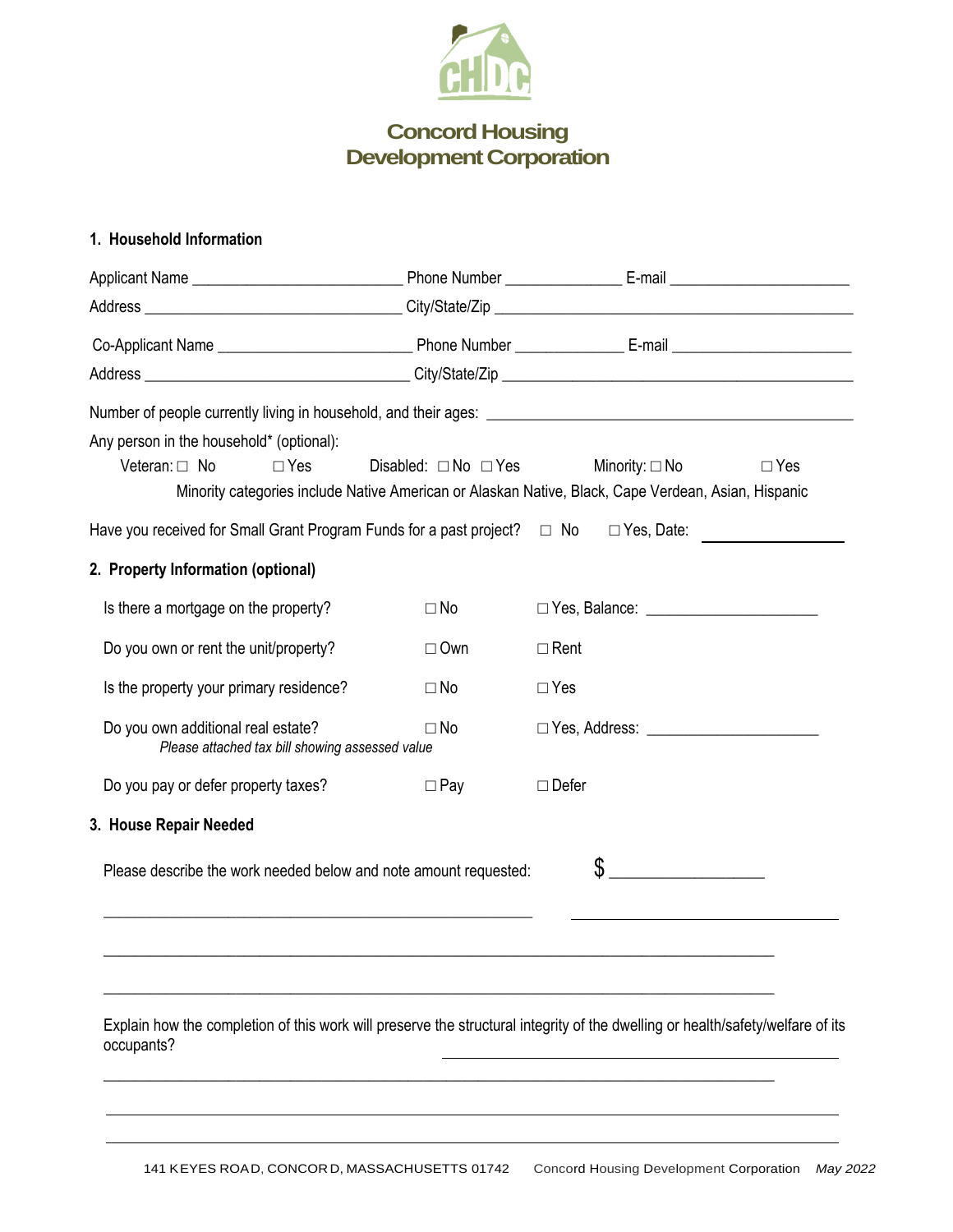# Concord Housing Development Corporation

## 1. Household Information

Applicant Name ________________________ Phone Number _____________ E-mail ____________________

Address _____________________________ City/State/Zip ________________________________________

Co-Applicant Name ______________________ Phone Number ____________ E-mail ____________________

Address _____________________________ City/State/Zip ________________________________________

Number of people currently living in household, and their ages: __________________________________________

Any person in the household* (optional):

Veteran: ☐ No ☐ Yes Disabled: ☐ No ☐ Yes Minority: ☐ No ☐ Yes

Minority categories include Native American or Alaskan Native, Black, Cape Verdean, Asian, Hispanic

Have you received for Small Grant Program Funds for a past project? ☐ No ☐ Yes, Date: ______________

## 2. Property Information (optional)

| | | |
|---|---|---|
| Is there a mortgage on the property? | ☐ No | ☐ Yes, Balance: ____________________ |
| Do you own or rent the unit/property? | ☐ Own | ☐ Rent |
| Is the property your primary residence? | ☐ No | ☐ Yes |
| Do you own additional real estate?<br>*Please attached tax bill showing assessed value* | ☐ No | ☐ Yes, Address: ____________________ |
| Do you pay or defer property taxes? | ☐ Pay | ☐ Defer |

## 3. House Repair Needed

Please describe the work needed below and note amount requested: $ _________________

__________________________________________________ ______________________________

____________________________________________________________________________

____________________________________________________________________________

Explain how the completion of this work will preserve the structural integrity of the dwelling or health/safety/welfare of its occupants? ____________________________________________

____________________________________________________________________________

____________________________________________________________________________

____________________________________________________________________________

141 KEYES ROAD, CONCORD, MASSACHUSETTS 01742 Concord Housing Development Corporation *May 2022*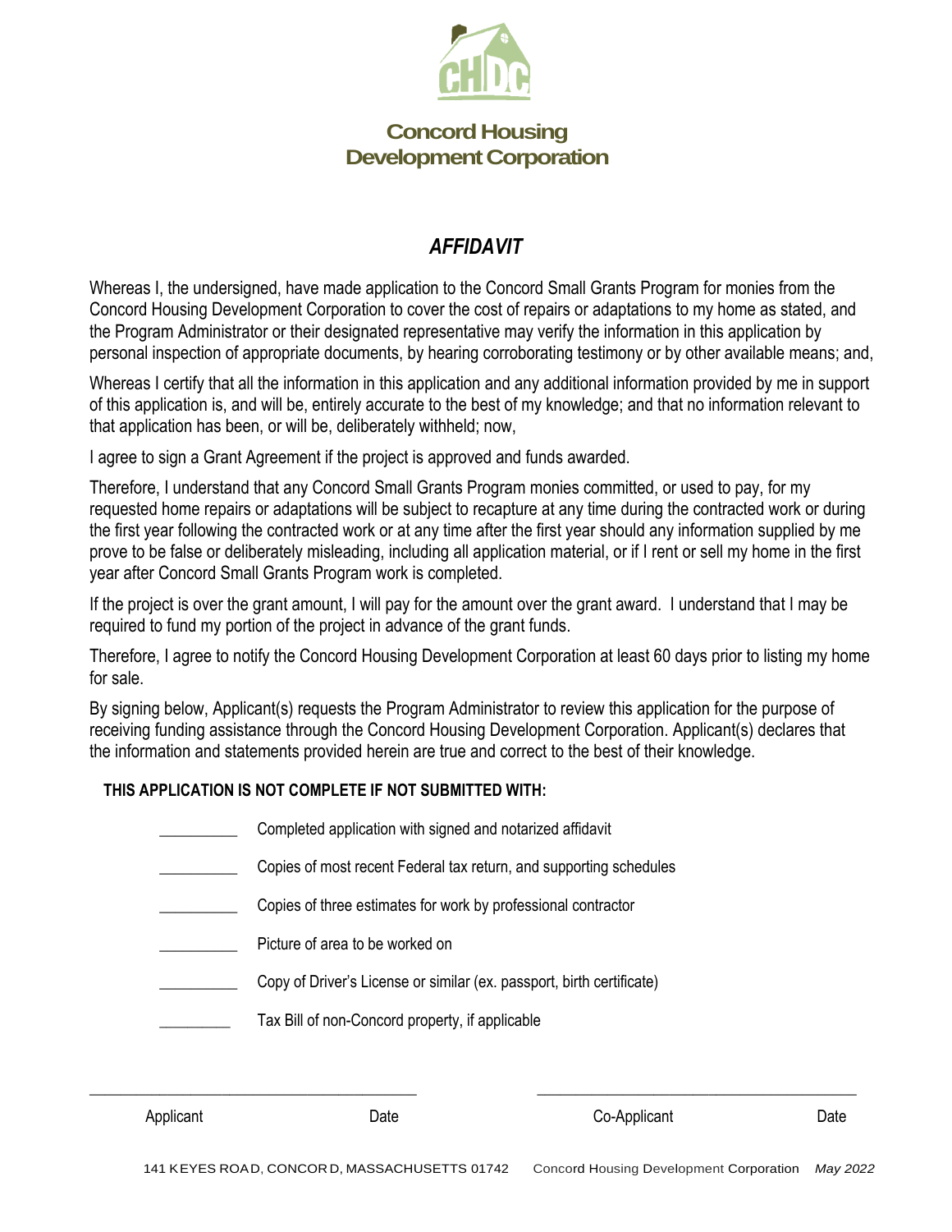# Concord Housing Development Corporation

## *AFFIDAVIT*

Whereas I, the undersigned, have made application to the Concord Small Grants Program for monies from the Concord Housing Development Corporation to cover the cost of repairs or adaptations to my home as stated, and the Program Administrator or their designated representative may verify the information in this application by personal inspection of appropriate documents, by hearing corroborating testimony or by other available means; and,

Whereas I certify that all the information in this application and any additional information provided by me in support of this application is, and will be, entirely accurate to the best of my knowledge; and that no information relevant to that application has been, or will be, deliberately withheld; now,

I agree to sign a Grant Agreement if the project is approved and funds awarded.

Therefore, I understand that any Concord Small Grants Program monies committed, or used to pay, for my requested home repairs or adaptations will be subject to recapture at any time during the contracted work or during the first year following the contracted work or at any time after the first year should any information supplied by me prove to be false or deliberately misleading, including all application material, or if I rent or sell my home in the first year after Concord Small Grants Program work is completed.

If the project is over the grant amount, I will pay for the amount over the grant award. I understand that I may be required to fund my portion of the project in advance of the grant funds.

Therefore, I agree to notify the Concord Housing Development Corporation at least 60 days prior to listing my home for sale.

By signing below, Applicant(s) requests the Program Administrator to review this application for the purpose of receiving funding assistance through the Concord Housing Development Corporation. Applicant(s) declares that the information and statements provided herein are true and correct to the best of their knowledge.

**THIS APPLICATION IS NOT COMPLETE IF NOT SUBMITTED WITH:**

- __________ Completed application with signed and notarized affidavit
- __________ Copies of most recent Federal tax return, and supporting schedules
- __________ Copies of three estimates for work by professional contractor
- __________ Picture of area to be worked on
- __________ Copy of Driver's License or similar (ex. passport, birth certificate)
- _________ Tax Bill of non-Concord property, if applicable

_______________________________________ _______________________________________

Applicant Date Co-Applicant Date

141 KEYES ROAD, CONCORD, MASSACHUSETTS 01742 Concord Housing Development Corporation *May 2022*